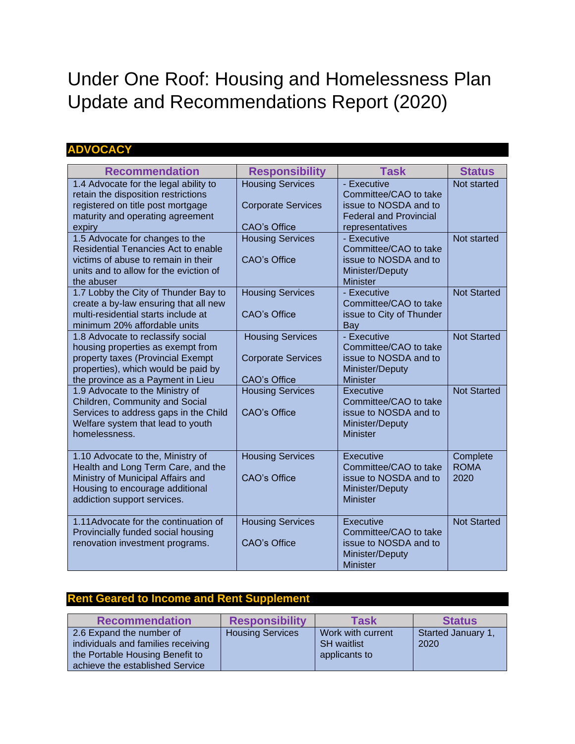# Under One Roof: Housing and Homelessness Plan Update and Recommendations Report (2020)

## ADVOCACY

| Recommendation | Responsibility | Task | Status |
|---|---|---|---|
| 1.4 Advocate for the legal ability to retain the disposition restrictions registered on title post mortgage maturity and operating agreement expiry | Housing Services<br><br>Corporate Services<br><br>CAO's Office | - Executive Committee/CAO to take issue to NOSDA and to Federal and Provincial representatives | Not started |
| 1.5 Advocate for changes to the Residential Tenancies Act to enable victims of abuse to remain in their units and to allow for the eviction of the abuser | Housing Services<br><br>CAO's Office | - Executive Committee/CAO to take issue to NOSDA and to Minister/Deputy Minister | Not started |
| 1.7 Lobby the City of Thunder Bay to create a by-law ensuring that all new multi-residential starts include at minimum 20% affordable units | Housing Services<br><br>CAO's Office | - Executive Committee/CAO to take issue to City of Thunder Bay | Not Started |
| 1.8 Advocate to reclassify social housing properties as exempt from property taxes (Provincial Exempt properties), which would be paid by the province as a Payment in Lieu | Housing Services<br><br>Corporate Services<br><br>CAO's Office | - Executive Committee/CAO to take issue to NOSDA and to Minister/Deputy Minister | Not Started |
| 1.9 Advocate to the Ministry of Children, Community and Social Services to address gaps in the Child Welfare system that lead to youth homelessness. | Housing Services<br><br>CAO's Office | Executive Committee/CAO to take issue to NOSDA and to Minister/Deputy Minister | Not Started |
| 1.10 Advocate to the, Ministry of Health and Long Term Care, and the Ministry of Municipal Affairs and Housing to encourage additional addiction support services. | Housing Services<br><br>CAO's Office | Executive Committee/CAO to take issue to NOSDA and to Minister/Deputy Minister | Complete ROMA 2020 |
| 1.11Advocate for the continuation of Provincially funded social housing renovation investment programs. | Housing Services<br><br>CAO's Office | Executive Committee/CAO to take issue to NOSDA and to Minister/Deputy Minister | Not Started |

## Rent Geared to Income and Rent Supplement

| Recommendation | Responsibility | Task | Status |
|---|---|---|---|
| 2.6 Expand the number of individuals and families receiving the Portable Housing Benefit to achieve the established Service | Housing Services | Work with current SH waitlist applicants to | Started January 1, 2020 |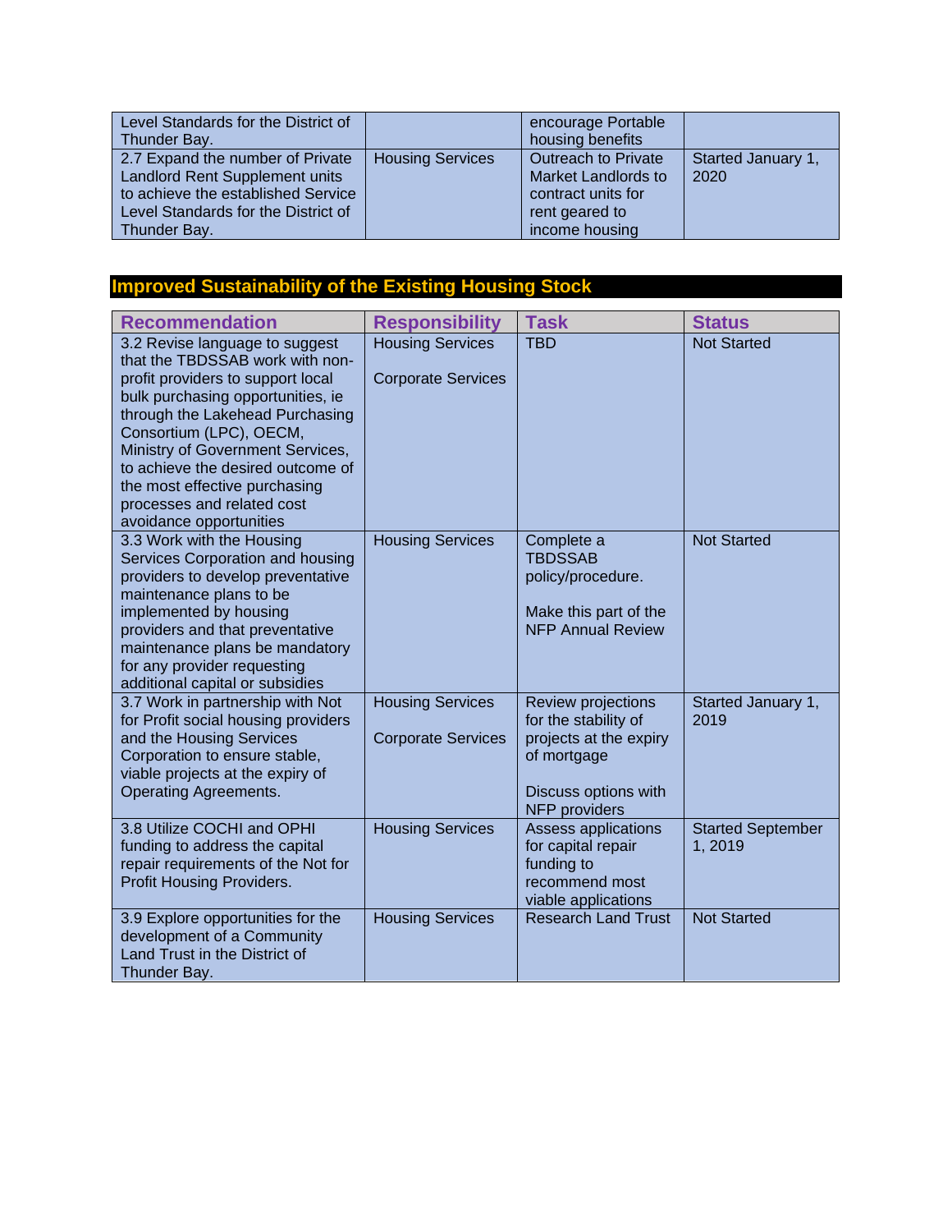| | | | |
|---|---|---|---|
| Level Standards for the District of Thunder Bay. | | encourage Portable housing benefits | |
| 2.7 Expand the number of Private Landlord Rent Supplement units to achieve the established Service Level Standards for the District of Thunder Bay. | Housing Services | Outreach to Private Market Landlords to contract units for rent geared to income housing | Started January 1, 2020 |

## Improved Sustainability of the Existing Housing Stock

| Recommendation | Responsibility | Task | Status |
|---|---|---|---|
| 3.2 Revise language to suggest that the TBDSSAB work with non-profit providers to support local bulk purchasing opportunities, ie through the Lakehead Purchasing Consortium (LPC), OECM, Ministry of Government Services, to achieve the desired outcome of the most effective purchasing processes and related cost avoidance opportunities | Housing Services<br><br>Corporate Services | TBD | Not Started |
| 3.3 Work with the Housing Services Corporation and housing providers to develop preventative maintenance plans to be implemented by housing providers and that preventative maintenance plans be mandatory for any provider requesting additional capital or subsidies | Housing Services | Complete a TBDSSAB policy/procedure.<br><br>Make this part of the NFP Annual Review | Not Started |
| 3.7 Work in partnership with Not for Profit social housing providers and the Housing Services Corporation to ensure stable, viable projects at the expiry of Operating Agreements. | Housing Services<br><br>Corporate Services | Review projections for the stability of projects at the expiry of mortgage<br><br>Discuss options with NFP providers | Started January 1, 2019 |
| 3.8 Utilize COCHI and OPHI funding to address the capital repair requirements of the Not for Profit Housing Providers. | Housing Services | Assess applications for capital repair funding to recommend most viable applications | Started September 1, 2019 |
| 3.9 Explore opportunities for the development of a Community Land Trust in the District of Thunder Bay. | Housing Services | Research Land Trust | Not Started |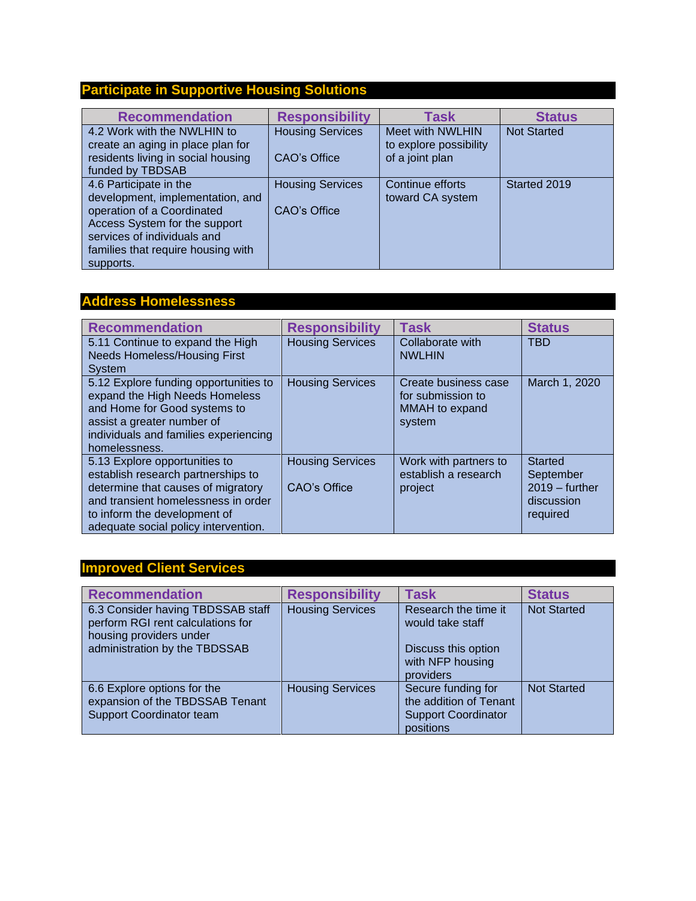## Participate in Supportive Housing Solutions

| Recommendation | Responsibility | Task | Status |
|---|---|---|---|
| 4.2 Work with the NWLHIN to create an aging in place plan for residents living in social housing funded by TBDSAB | Housing Services<br><br>CAO's Office | Meet with NWLHIN to explore possibility of a joint plan | Not Started |
| 4.6 Participate in the development, implementation, and operation of a Coordinated Access System for the support services of individuals and families that require housing with supports. | Housing Services<br><br>CAO's Office | Continue efforts toward CA system | Started 2019 |

## Address Homelessness

| Recommendation | Responsibility | Task | Status |
|---|---|---|---|
| 5.11 Continue to expand the High Needs Homeless/Housing First System | Housing Services | Collaborate with NWLHIN | TBD |
| 5.12 Explore funding opportunities to expand the High Needs Homeless and Home for Good systems to assist a greater number of individuals and families experiencing homelessness. | Housing Services | Create business case for submission to MMAH to expand system | March 1, 2020 |
| 5.13 Explore opportunities to establish research partnerships to determine that causes of migratory and transient homelessness in order to inform the development of adequate social policy intervention. | Housing Services<br><br>CAO's Office | Work with partners to establish a research project | Started September 2019 – further discussion required |

## Improved Client Services

| Recommendation | Responsibility | Task | Status |
|---|---|---|---|
| 6.3 Consider having TBDSSAB staff perform RGI rent calculations for housing providers under administration by the TBDSSAB | Housing Services | Research the time it would take staff<br><br>Discuss this option with NFP housing providers | Not Started |
| 6.6 Explore options for the expansion of the TBDSSAB Tenant Support Coordinator team | Housing Services | Secure funding for the addition of Tenant Support Coordinator positions | Not Started |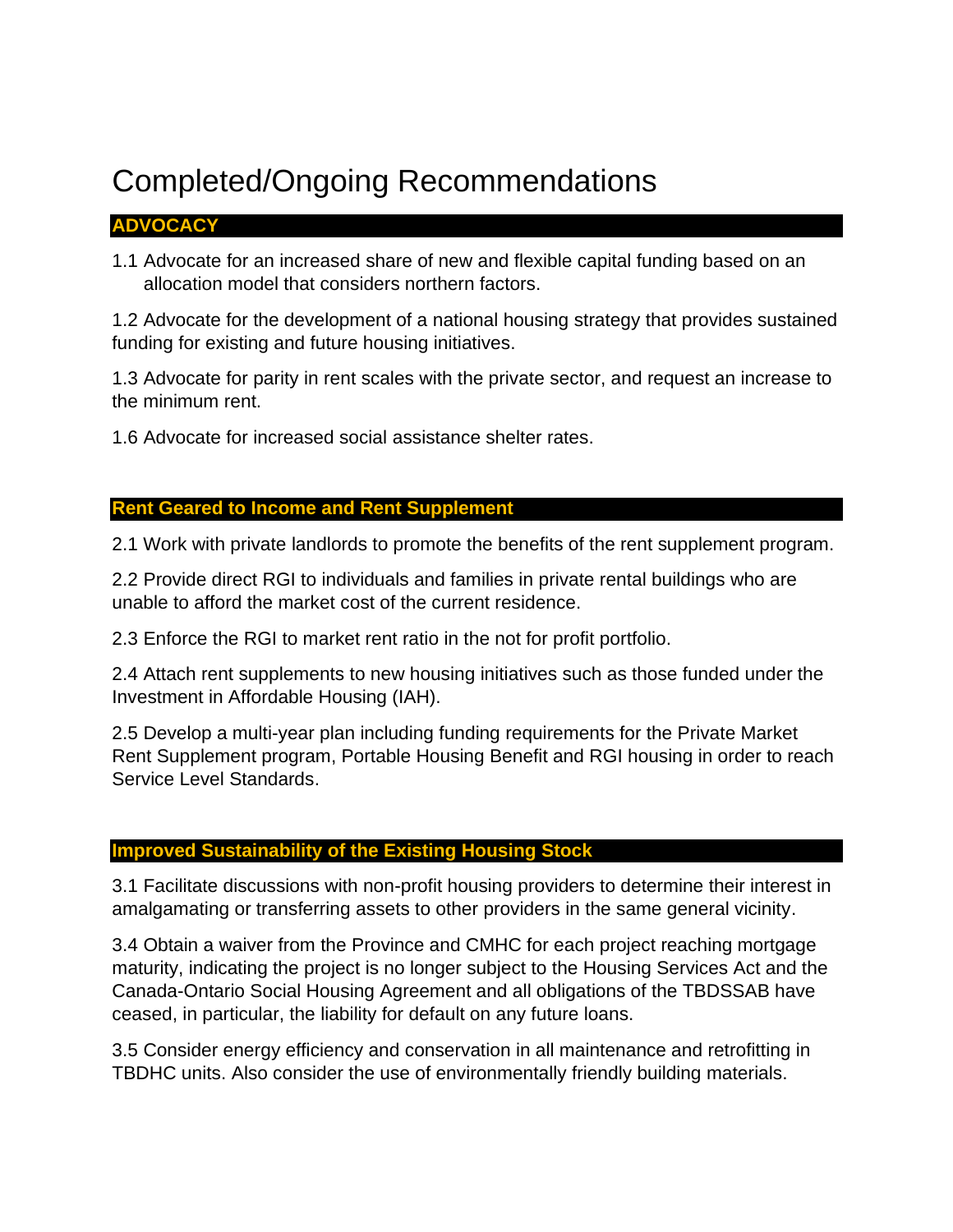# Completed/Ongoing Recommendations

## ADVOCACY

1.1 Advocate for an increased share of new and flexible capital funding based on an allocation model that considers northern factors.

1.2 Advocate for the development of a national housing strategy that provides sustained funding for existing and future housing initiatives.

1.3 Advocate for parity in rent scales with the private sector, and request an increase to the minimum rent.

1.6 Advocate for increased social assistance shelter rates.

## Rent Geared to Income and Rent Supplement

2.1 Work with private landlords to promote the benefits of the rent supplement program.

2.2 Provide direct RGI to individuals and families in private rental buildings who are unable to afford the market cost of the current residence.

2.3 Enforce the RGI to market rent ratio in the not for profit portfolio.

2.4 Attach rent supplements to new housing initiatives such as those funded under the Investment in Affordable Housing (IAH).

2.5 Develop a multi-year plan including funding requirements for the Private Market Rent Supplement program, Portable Housing Benefit and RGI housing in order to reach Service Level Standards.

## Improved Sustainability of the Existing Housing Stock

3.1 Facilitate discussions with non-profit housing providers to determine their interest in amalgamating or transferring assets to other providers in the same general vicinity.

3.4 Obtain a waiver from the Province and CMHC for each project reaching mortgage maturity, indicating the project is no longer subject to the Housing Services Act and the Canada-Ontario Social Housing Agreement and all obligations of the TBDSSAB have ceased, in particular, the liability for default on any future loans.

3.5 Consider energy efficiency and conservation in all maintenance and retrofitting in TBDHC units. Also consider the use of environmentally friendly building materials.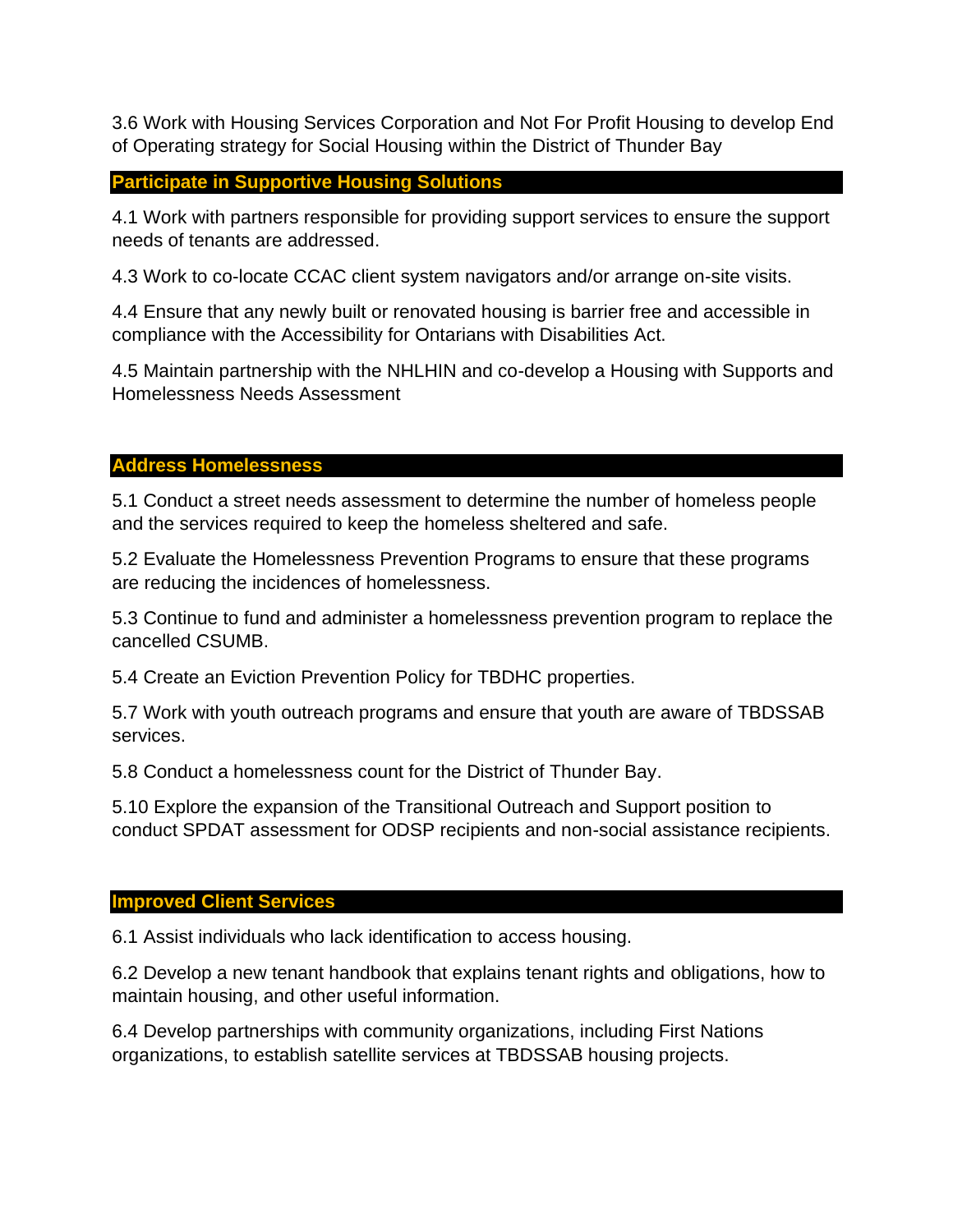3.6 Work with Housing Services Corporation and Not For Profit Housing to develop End of Operating strategy for Social Housing within the District of Thunder Bay

## Participate in Supportive Housing Solutions

4.1 Work with partners responsible for providing support services to ensure the support needs of tenants are addressed.

4.3 Work to co-locate CCAC client system navigators and/or arrange on-site visits.

4.4 Ensure that any newly built or renovated housing is barrier free and accessible in compliance with the Accessibility for Ontarians with Disabilities Act.

4.5 Maintain partnership with the NHLHIN and co-develop a Housing with Supports and Homelessness Needs Assessment

## Address Homelessness

5.1 Conduct a street needs assessment to determine the number of homeless people and the services required to keep the homeless sheltered and safe.

5.2 Evaluate the Homelessness Prevention Programs to ensure that these programs are reducing the incidences of homelessness.

5.3 Continue to fund and administer a homelessness prevention program to replace the cancelled CSUMB.

5.4 Create an Eviction Prevention Policy for TBDHC properties.

5.7 Work with youth outreach programs and ensure that youth are aware of TBDSSAB services.

5.8 Conduct a homelessness count for the District of Thunder Bay.

5.10 Explore the expansion of the Transitional Outreach and Support position to conduct SPDAT assessment for ODSP recipients and non-social assistance recipients.

## Improved Client Services

6.1 Assist individuals who lack identification to access housing.

6.2 Develop a new tenant handbook that explains tenant rights and obligations, how to maintain housing, and other useful information.

6.4 Develop partnerships with community organizations, including First Nations organizations, to establish satellite services at TBDSSAB housing projects.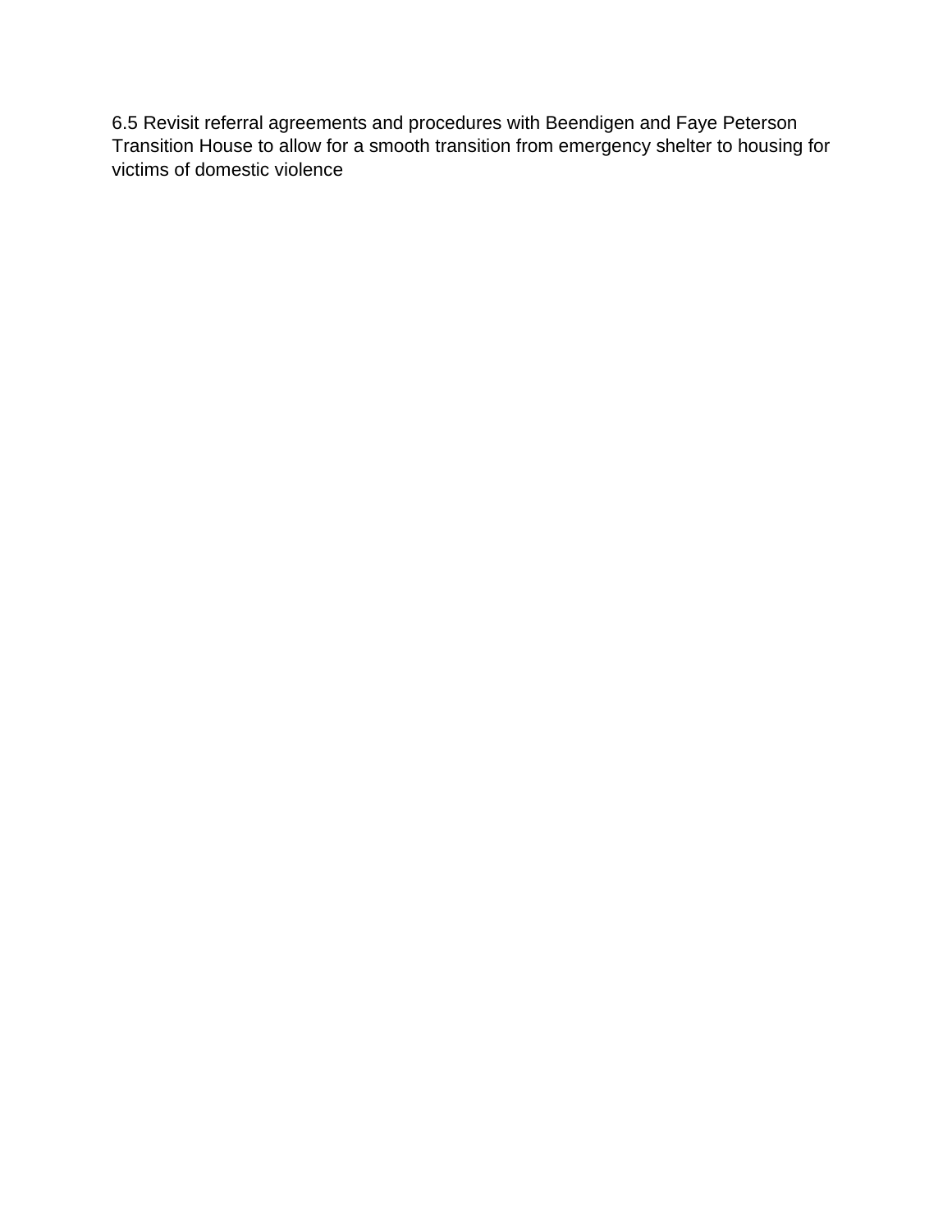6.5 Revisit referral agreements and procedures with Beendigen and Faye Peterson Transition House to allow for a smooth transition from emergency shelter to housing for victims of domestic violence